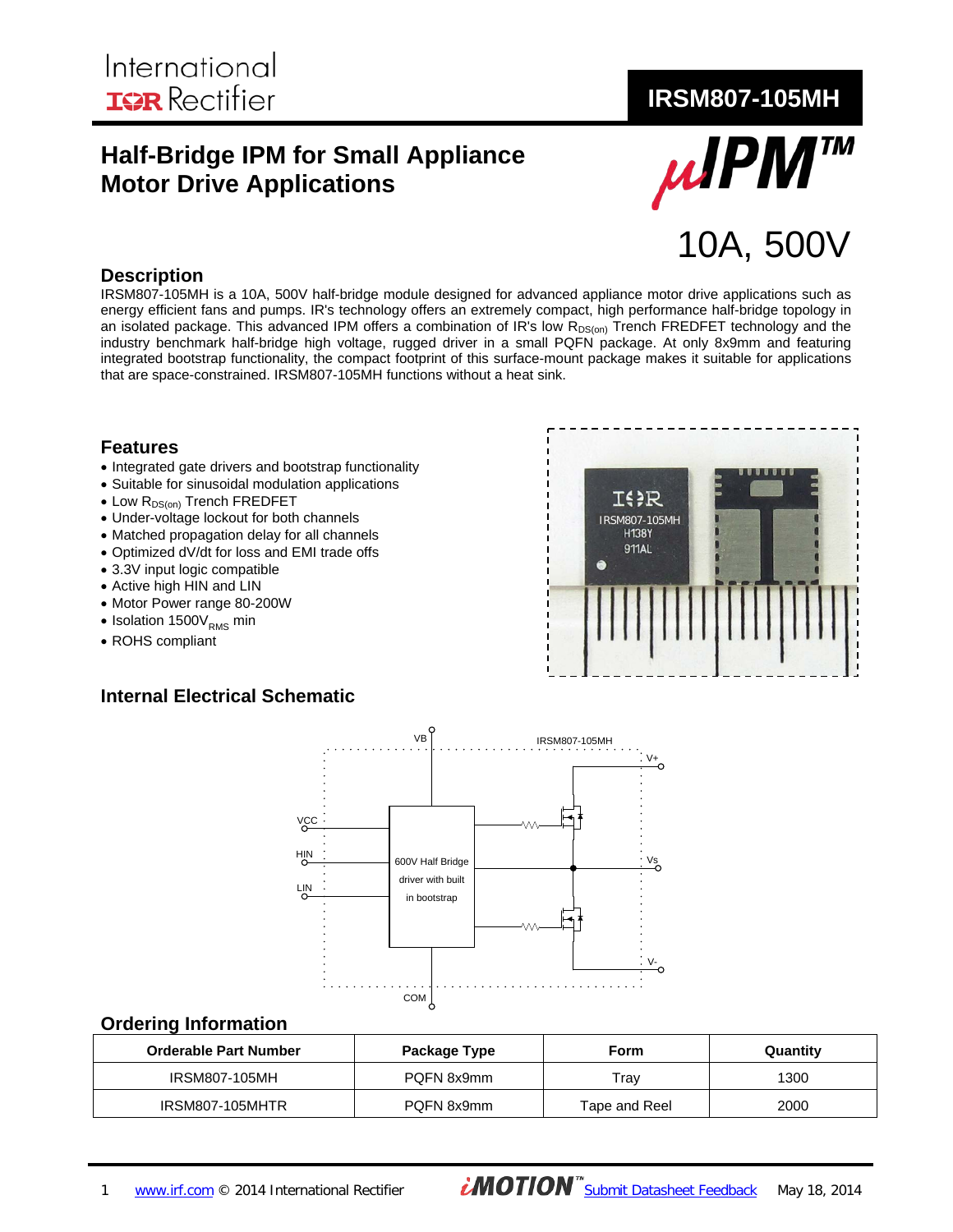# IRSM807-105MH

## Half-Bridge IPM for Small Appliance Motor Drive Applications

μIPM™

10A, 500V

## Description

IRSM807-105MH is a 10A, 500V half-bridge module designed for advanced appliance motor drive applications such as energy efficient fans and pumps. IR's technology offers an extremely compact, high performance half-bridge topology in an isolated package. This advanced IPM offers a combination of IR's low $R_{DS(on)}$ Trench FREDFET technology and the industry benchmark half-bridge high voltage, rugged driver in a small PQFN package. At only 8x9mm and featuring integrated bootstrap functionality, the compact footprint of this surface-mount package makes it suitable for applications that are space-constrained. IRSM807-105MH functions without a heat sink.

## Features

- Integrated gate drivers and bootstrap functionality
- Suitable for sinusoidal modulation applications
- Low $R_{DS(on)}$ Trench FREDFET
- Under-voltage lockout for both channels
- Matched propagation delay for all channels
- Optimized dV/dt for loss and EMI trade offs
- 3.3V input logic compatible
- Active high HIN and LIN
- Motor Power range 80-200W
- Isolation $1500V_{RMS}$ min
- ROHS compliant

## Internal Electrical Schematic

## Ordering Information

| Orderable Part Number | Package Type | Form | Quantity |
|---|---|---|---|
| IRSM807-105MH | PQFN 8x9mm | Tray | 1300 |
| IRSM807-105MHTR | PQFN 8x9mm | Tape and Reel | 2000 |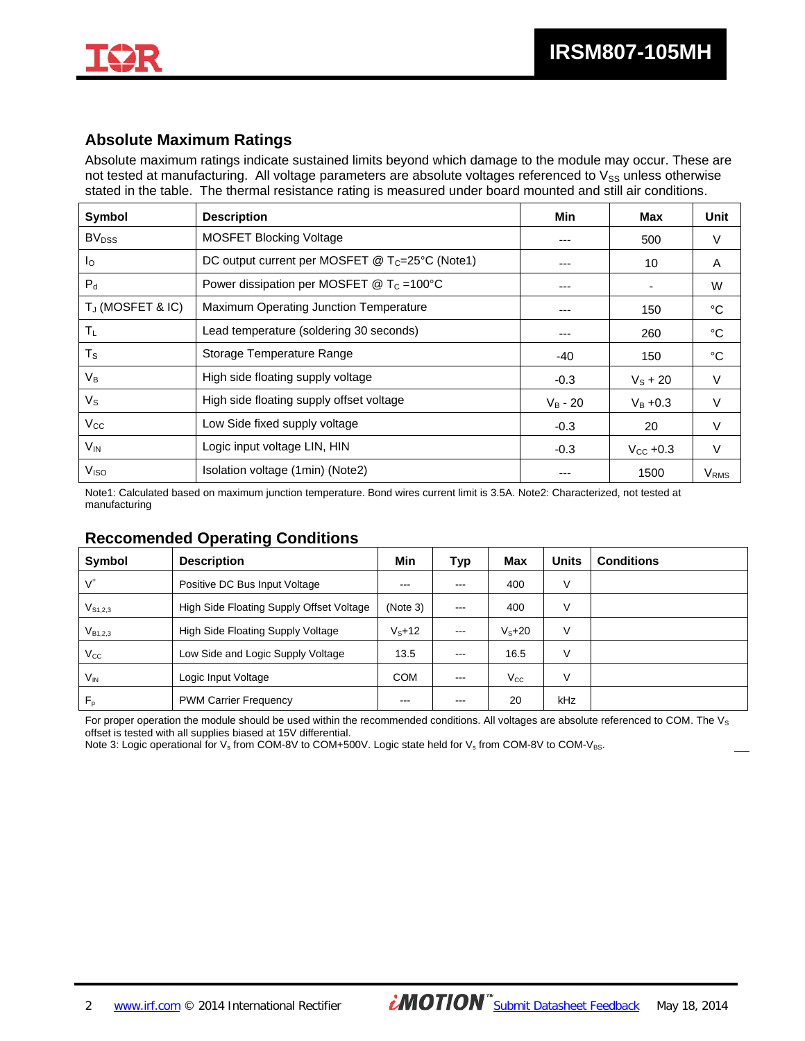## Absolute Maximum Ratings

Absolute maximum ratings indicate sustained limits beyond which damage to the module may occur. These are not tested at manufacturing. All voltage parameters are absolute voltages referenced to $V_{SS}$ unless otherwise stated in the table. The thermal resistance rating is measured under board mounted and still air conditions.

| Symbol | Description | Min | Max | Unit |
|---|---|---|---|---|
| $BV_{DSS}$ | MOSFET Blocking Voltage | --- | 500 | V |
| $I_O$ | DC output current per MOSFET @ $T_C$=25°C (Note1) | --- | 10 | A |
| $P_d$ | Power dissipation per MOSFET @ $T_C$ =100°C | --- | - | W |
| $T_J$ (MOSFET & IC) | Maximum Operating Junction Temperature | --- | 150 | °C |
| $T_L$ | Lead temperature (soldering 30 seconds) | --- | 260 | °C |
| $T_S$ | Storage Temperature Range | -40 | 150 | °C |
| $V_B$ | High side floating supply voltage | -0.3 | $V_S$ + 20 | V |
| $V_S$ | High side floating supply offset voltage | $V_B$ - 20 | $V_B$ +0.3 | V |
| $V_{CC}$ | Low Side fixed supply voltage | -0.3 | 20 | V |
| $V_{IN}$ | Logic input voltage LIN, HIN | -0.3 | $V_{CC}$ +0.3 | V |
| $V_{ISO}$ | Isolation voltage (1min) (Note2) | --- | 1500 | $V_{RMS}$ |

Note1: Calculated based on maximum junction temperature. Bond wires current limit is 3.5A. Note2: Characterized, not tested at manufacturing

## Reccomended Operating Conditions

| Symbol | Description | Min | Typ | Max | Units | Conditions |
|---|---|---|---|---|---|---|
| $V^+$ | Positive DC Bus Input Voltage | --- | --- | 400 | V | |
| $V_{S1,2,3}$ | High Side Floating Supply Offset Voltage | (Note 3) | --- | 400 | V | |
| $V_{B1,2,3}$ | High Side Floating Supply Voltage | $V_S$+12 | --- | $V_S$+20 | V | |
| $V_{CC}$ | Low Side and Logic Supply Voltage | 13.5 | --- | 16.5 | V | |
| $V_{IN}$ | Logic Input Voltage | COM | --- | $V_{CC}$ | V | |
| $F_p$ | PWM Carrier Frequency | --- | --- | 20 | kHz | |

For proper operation the module should be used within the recommended conditions. All voltages are absolute referenced to COM. The $V_S$ offset is tested with all supplies biased at 15V differential.

Note 3: Logic operational for $V_s$ from COM-8V to COM+500V. Logic state held for $V_s$ from COM-8V to COM-$V_{BS}$.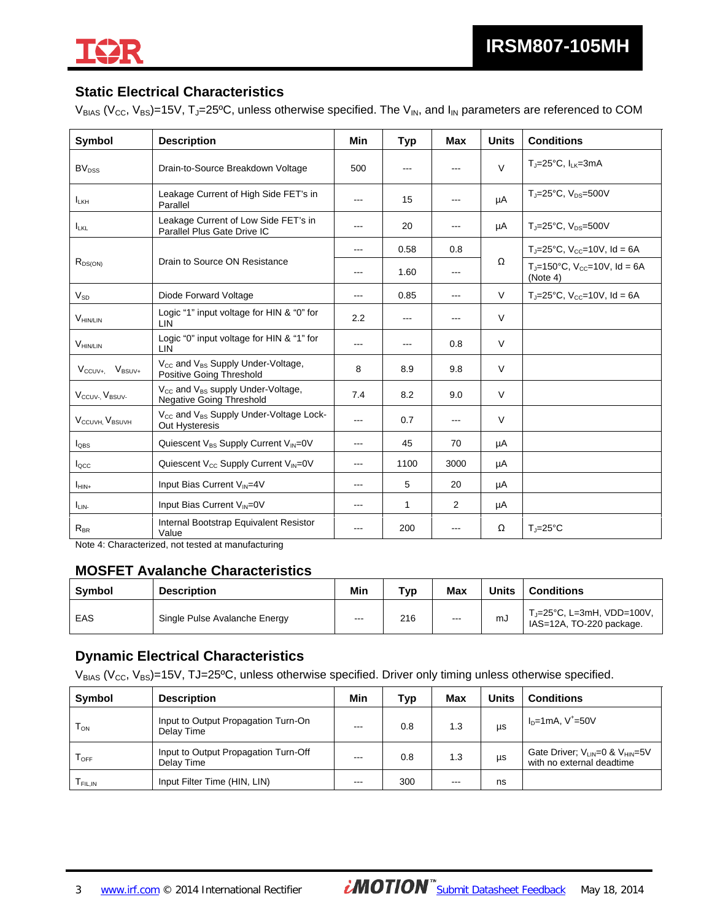## Static Electrical Characteristics

$V_{BIAS}$ ($V_{CC}$, $V_{BS}$)=15V, $T_J$=25ºC, unless otherwise specified. The $V_{IN}$, and $I_{IN}$ parameters are referenced to COM

| Symbol | Description | Min | Typ | Max | Units | Conditions |
|---|---|---|---|---|---|---|
| $BV_{DSS}$ | Drain-to-Source Breakdown Voltage | 500 | --- | --- | V | $T_J$=25°C, $I_{LK}$=3mA |
| $I_{LKH}$ | Leakage Current of High Side FET's in Parallel | --- | 15 | --- | µA | $T_J$=25°C, $V_{DS}$=500V |
| $I_{LKL}$ | Leakage Current of Low Side FET's in Parallel Plus Gate Drive IC | --- | 20 | --- | µA | $T_J$=25°C, $V_{DS}$=500V |
| $R_{DS(ON)}$ | Drain to Source ON Resistance | --- | 0.58 | 0.8 | Ω | $T_J$=25°C, $V_{CC}$=10V, Id = 6A |
| | | --- | 1.60 | --- | | $T_J$=150°C, $V_{CC}$=10V, Id = 6A (Note 4) |
| $V_{SD}$ | Diode Forward Voltage | --- | 0.85 | --- | V | $T_J$=25°C, $V_{CC}$=10V, Id = 6A |
| $V_{HIN/LIN}$ | Logic "1" input voltage for HIN & "0" for LIN | 2.2 | --- | --- | V | |
| $V_{HIN/LIN}$ | Logic "0" input voltage for HIN & "1" for LIN | --- | --- | 0.8 | V | |
| $V_{CCUV+}$, $V_{BSUV+}$ | $V_{CC}$ and $V_{BS}$ Supply Under-Voltage, Positive Going Threshold | 8 | 8.9 | 9.8 | V | |
| $V_{CCUV-}$, $V_{BSUV-}$ | $V_{CC}$ and $V_{BS}$ supply Under-Voltage, Negative Going Threshold | 7.4 | 8.2 | 9.0 | V | |
| $V_{CCUVH}$, $V_{BSUVH}$ | $V_{CC}$ and $V_{BS}$ Supply Under-Voltage Lock-Out Hysteresis | --- | 0.7 | --- | V | |
| $I_{QBS}$ | Quiescent $V_{BS}$ Supply Current $V_{IN}$=0V | --- | 45 | 70 | µA | |
| $I_{QCC}$ | Quiescent $V_{CC}$ Supply Current $V_{IN}$=0V | --- | 1100 | 3000 | µA | |
| $I_{HIN+}$ | Input Bias Current $V_{IN}$=4V | --- | 5 | 20 | µA | |
| $I_{LIN-}$ | Input Bias Current $V_{IN}$=0V | --- | 1 | 2 | µA | |
| $R_{BR}$ | Internal Bootstrap Equivalent Resistor Value | --- | 200 | --- | Ω | $T_J$=25°C |

Note 4: Characterized, not tested at manufacturing

## MOSFET Avalanche Characteristics

| Symbol | Description | Min | Typ | Max | Units | Conditions |
|---|---|---|---|---|---|---|
| EAS | Single Pulse Avalanche Energy | --- | 216 | --- | mJ | $T_J$=25°C, L=3mH, VDD=100V, IAS=12A, TO-220 package. |

## Dynamic Electrical Characteristics

$V_{BIAS}$ ($V_{CC}$, $V_{BS}$)=15V, TJ=25ºC, unless otherwise specified. Driver only timing unless otherwise specified.

| Symbol | Description | Min | Typ | Max | Units | Conditions |
|---|---|---|---|---|---|---|
| $T_{ON}$ | Input to Output Propagation Turn-On Delay Time | --- | 0.8 | 1.3 | µs | $I_D$=1mA, $V^+$=50V |
| $T_{OFF}$ | Input to Output Propagation Turn-Off Delay Time | --- | 0.8 | 1.3 | µs | Gate Driver; $V_{LIN}$=0 & $V_{HIN}$=5V with no external deadtime |
| $T_{FIL,IN}$ | Input Filter Time (HIN, LIN) | --- | 300 | --- | ns | |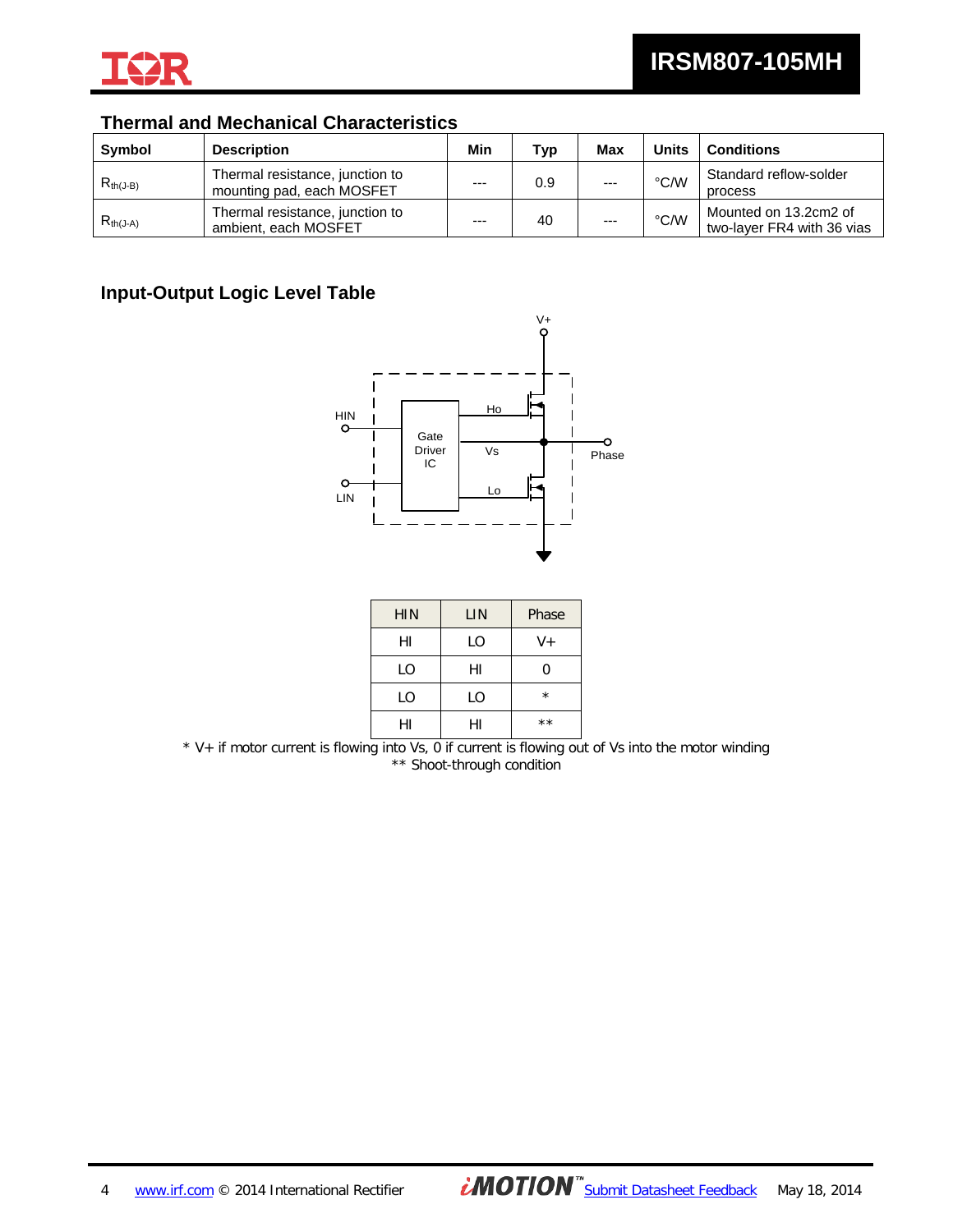## Thermal and Mechanical Characteristics

| Symbol | Description | Min | Typ | Max | Units | Conditions |
|---|---|---|---|---|---|---|
| $R_{th(J-B)}$ | Thermal resistance, junction to mounting pad, each MOSFET | --- | 0.9 | --- | °C/W | Standard reflow-solder process |
| $R_{th(J-A)}$ | Thermal resistance, junction to ambient, each MOSFET | --- | 40 | --- | °C/W | Mounted on 13.2cm2 of two-layer FR4 with 36 vias |

## Input-Output Logic Level Table

| HIN | LIN | Phase |
|---|---|---|
| HI | LO | V+ |
| LO | HI | 0 |
| LO | LO | * |
| HI | HI | ** |

* V+ if motor current is flowing into Vs, 0 if current is flowing out of Vs into the motor winding

** Shoot-through condition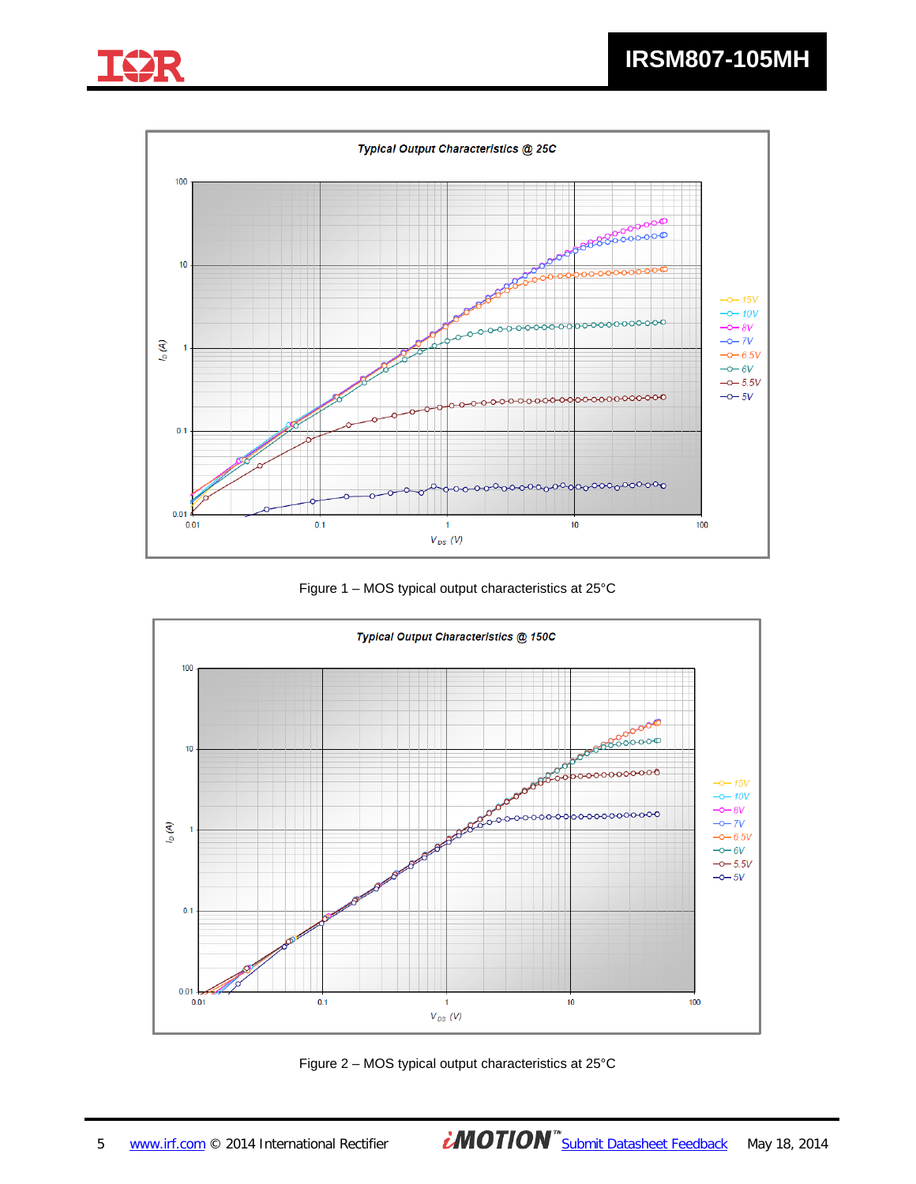Typical Output Characteristics @ 25C

Figure 1 – MOS typical output characteristics at 25°C

Typical Output Characteristics @ 150C

Figure 2 – MOS typical output characteristics at 25°C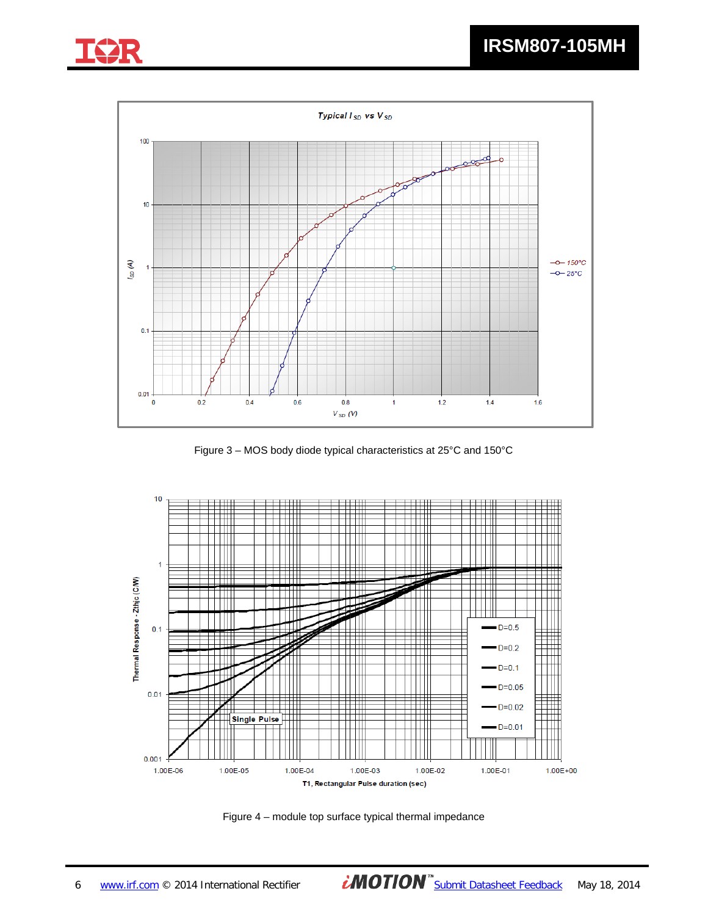Figure 3 – MOS body diode typical characteristics at 25°C and 150°C

Figure 4 – module top surface typical thermal impedance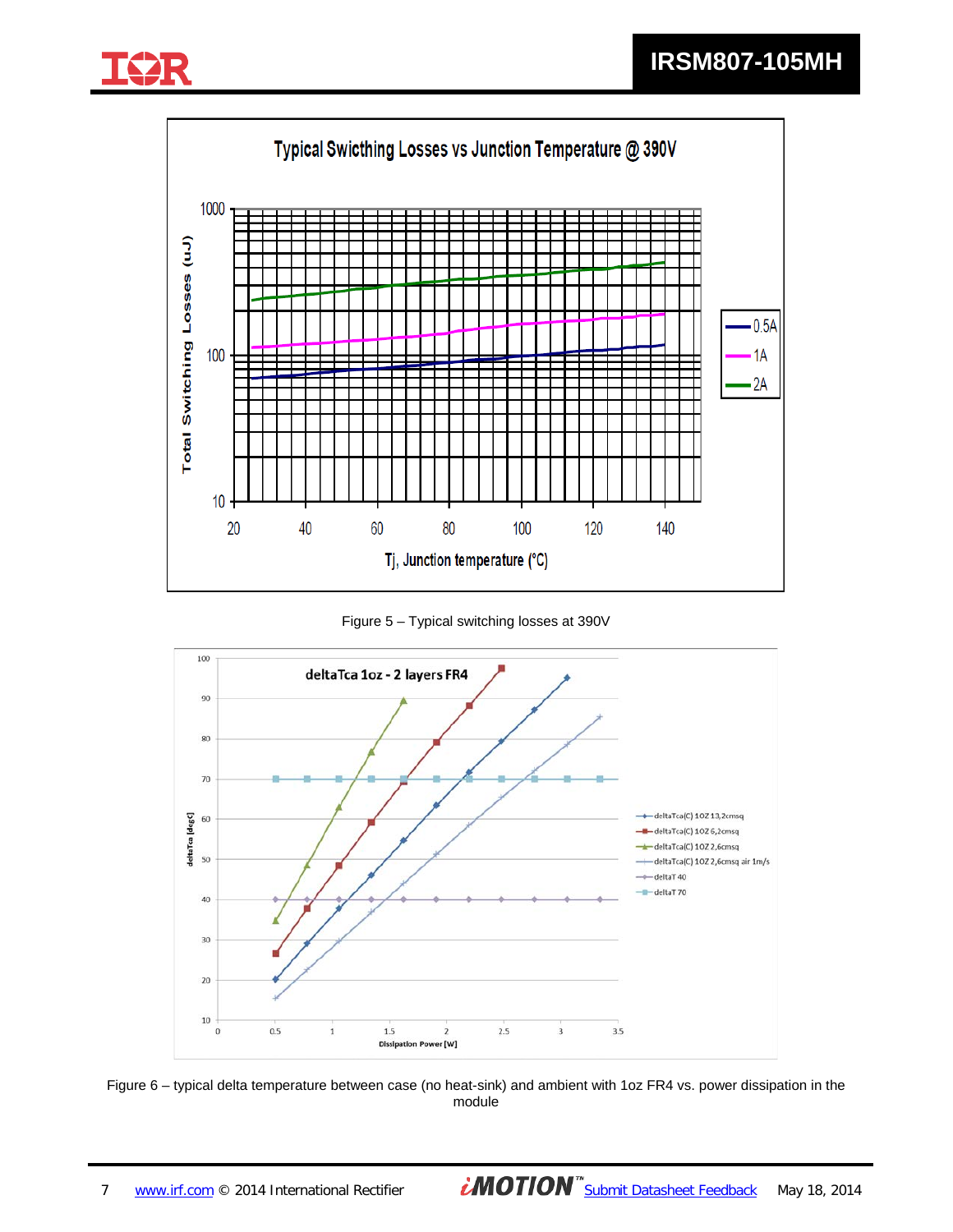Figure 5 – Typical switching losses at 390V

Figure 6 – typical delta temperature between case (no heat-sink) and ambient with 1oz FR4 vs. power dissipation in the module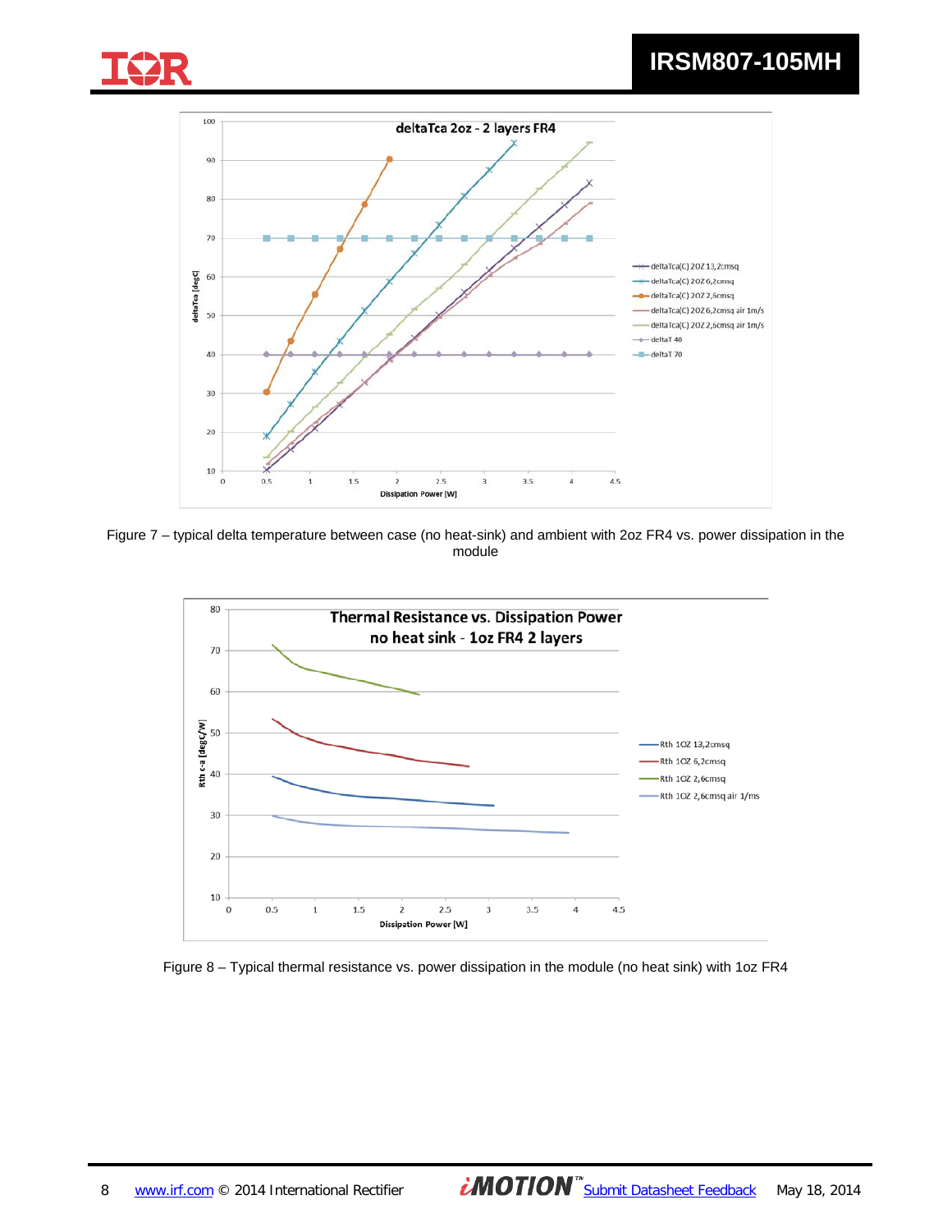Figure 7 – typical delta temperature between case (no heat-sink) and ambient with 2oz FR4 vs. power dissipation in the module

Figure 8 – Typical thermal resistance vs. power dissipation in the module (no heat sink) with 1oz FR4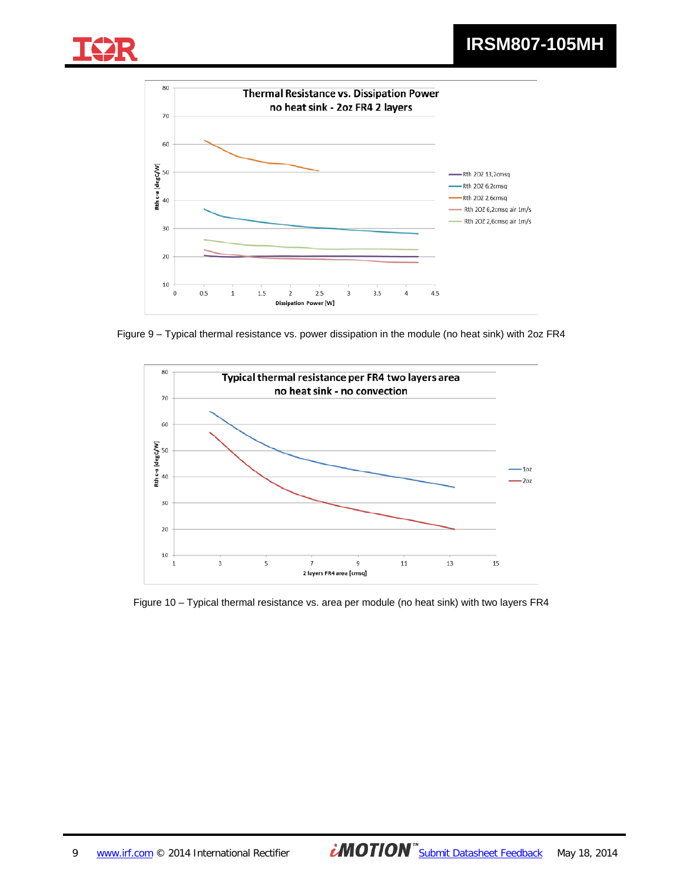Figure 9 – Typical thermal resistance vs. power dissipation in the module (no heat sink) with 2oz FR4

Figure 10 – Typical thermal resistance vs. area per module (no heat sink) with two layers FR4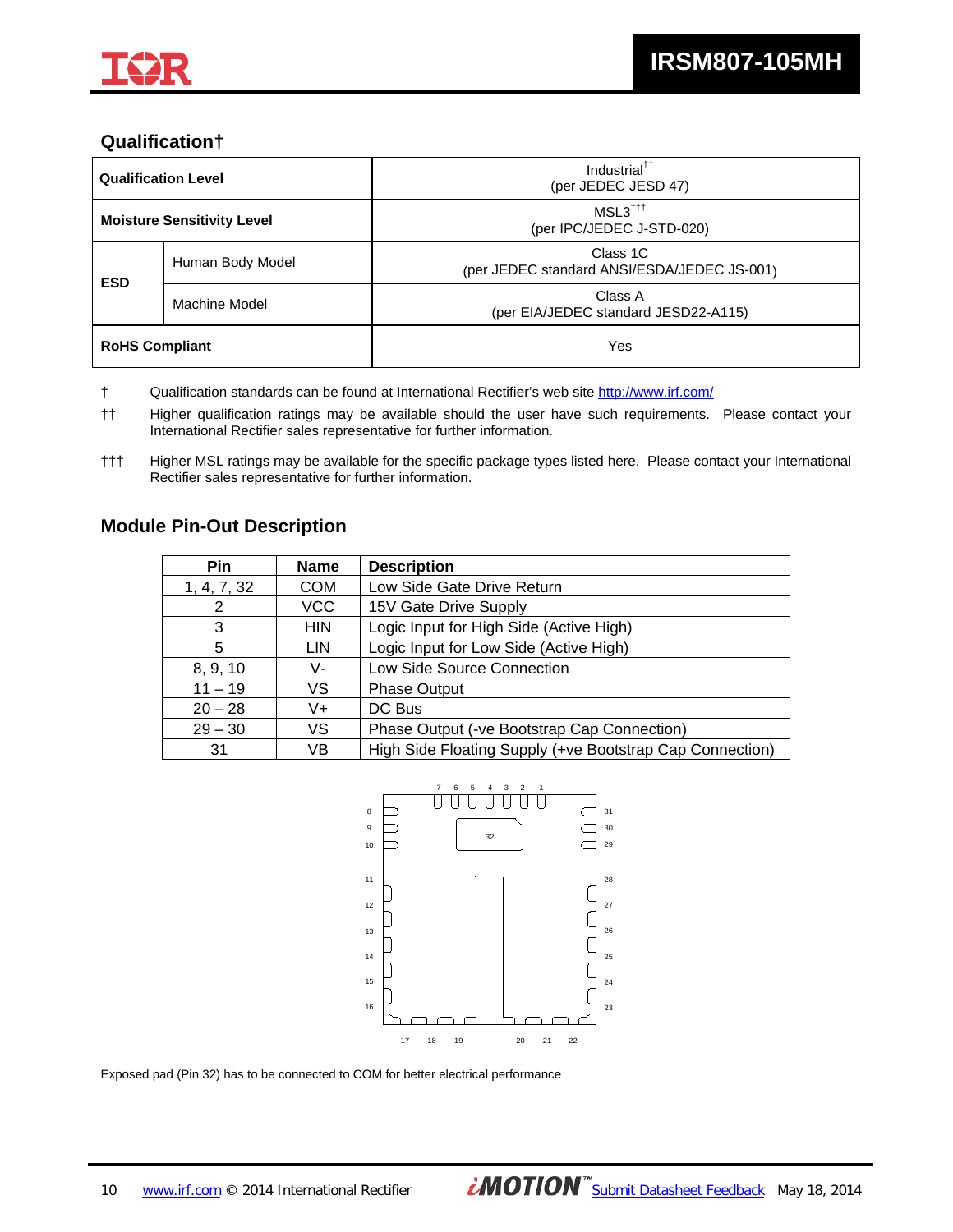## Qualification†

| Qualification Level | | Industrial†† (per JEDEC JESD 47) |
|---|---|---|
| Moisture Sensitivity Level | | MSL3††† (per IPC/JEDEC J-STD-020) |
| ESD | Human Body Model | Class 1C (per JEDEC standard ANSI/ESDA/JEDEC JS-001) |
| | Machine Model | Class A (per EIA/JEDEC standard JESD22-A115) |
| RoHS Compliant | | Yes |

† Qualification standards can be found at International Rectifier's web site http://www.irf.com/

†† Higher qualification ratings may be available should the user have such requirements. Please contact your International Rectifier sales representative for further information.

††† Higher MSL ratings may be available for the specific package types listed here. Please contact your International Rectifier sales representative for further information.

## Module Pin-Out Description

| Pin | Name | Description |
|---|---|---|
| 1, 4, 7, 32 | COM | Low Side Gate Drive Return |
| 2 | VCC | 15V Gate Drive Supply |
| 3 | HIN | Logic Input for High Side (Active High) |
| 5 | LIN | Logic Input for Low Side (Active High) |
| 8, 9, 10 | V- | Low Side Source Connection |
| 11 – 19 | VS | Phase Output |
| 20 – 28 | V+ | DC Bus |
| 29 – 30 | VS | Phase Output (-ve Bootstrap Cap Connection) |
| 31 | VB | High Side Floating Supply (+ve Bootstrap Cap Connection) |

Exposed pad (Pin 32) has to be connected to COM for better electrical performance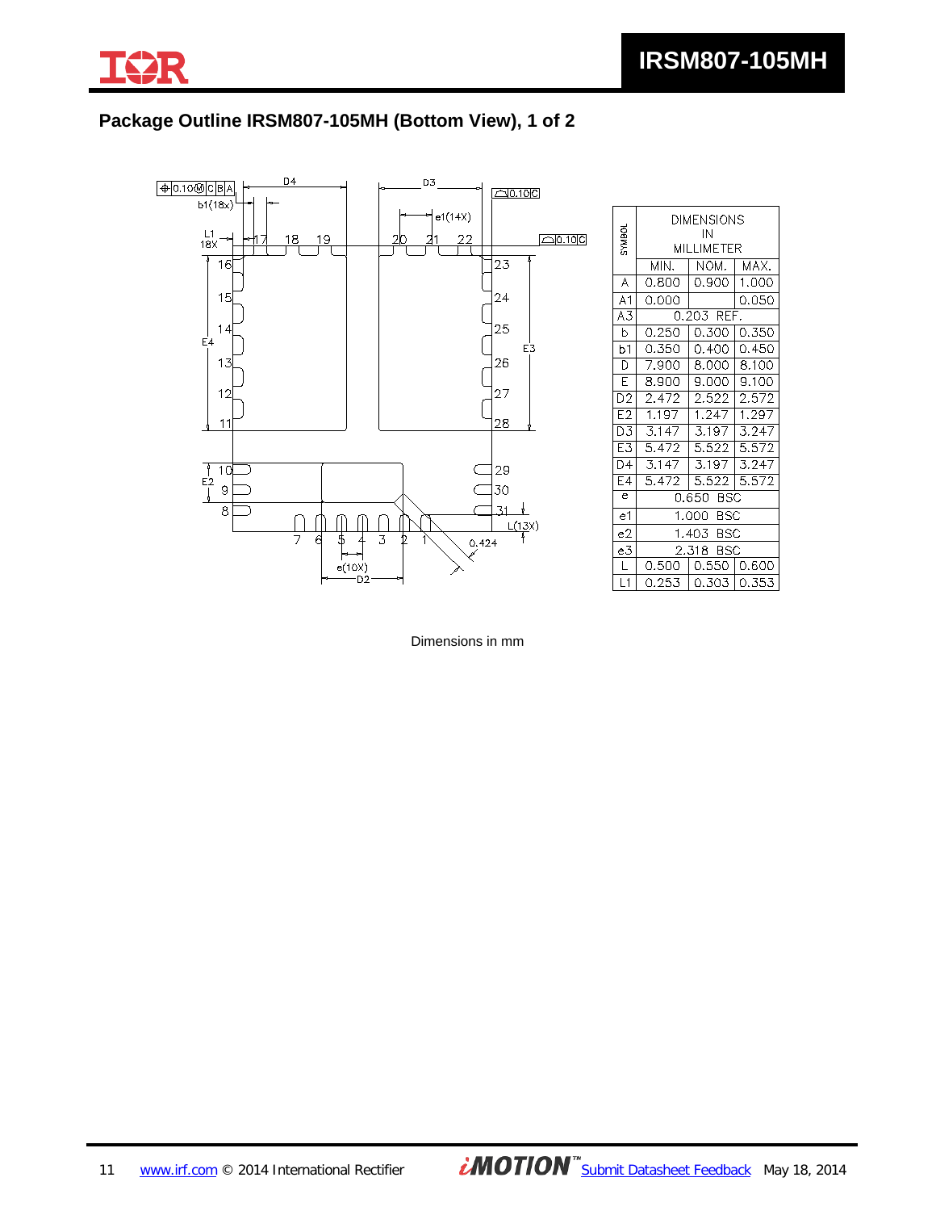## Package Outline IRSM807-105MH (Bottom View), 1 of 2

| SYMBOL | DIMENSIONS IN MILLIMETER | | |
|---|---|---|---|
| | MIN. | NOM. | MAX. |
| A | 0.800 | 0.900 | 1.000 |
| A1 | 0.000 | | 0.050 |
| A3 | 0.203 REF. | | |
| b | 0.250 | 0.300 | 0.350 |
| b1 | 0.350 | 0.400 | 0.450 |
| D | 7.900 | 8.000 | 8.100 |
| E | 8.900 | 9.000 | 9.100 |
| D2 | 2.472 | 2.522 | 2.572 |
| E2 | 1.197 | 1.247 | 1.297 |
| D3 | 3.147 | 3.197 | 3.247 |
| E3 | 5.472 | 5.522 | 5.572 |
| D4 | 3.147 | 3.197 | 3.247 |
| E4 | 5.472 | 5.522 | 5.572 |
| e | 0.650 BSC | | |
| e1 | 1.000 BSC | | |
| e2 | 1.403 BSC | | |
| e3 | 2.318 BSC | | |
| L | 0.500 | 0.550 | 0.600 |
| L1 | 0.253 | 0.303 | 0.353 |

Dimensions in mm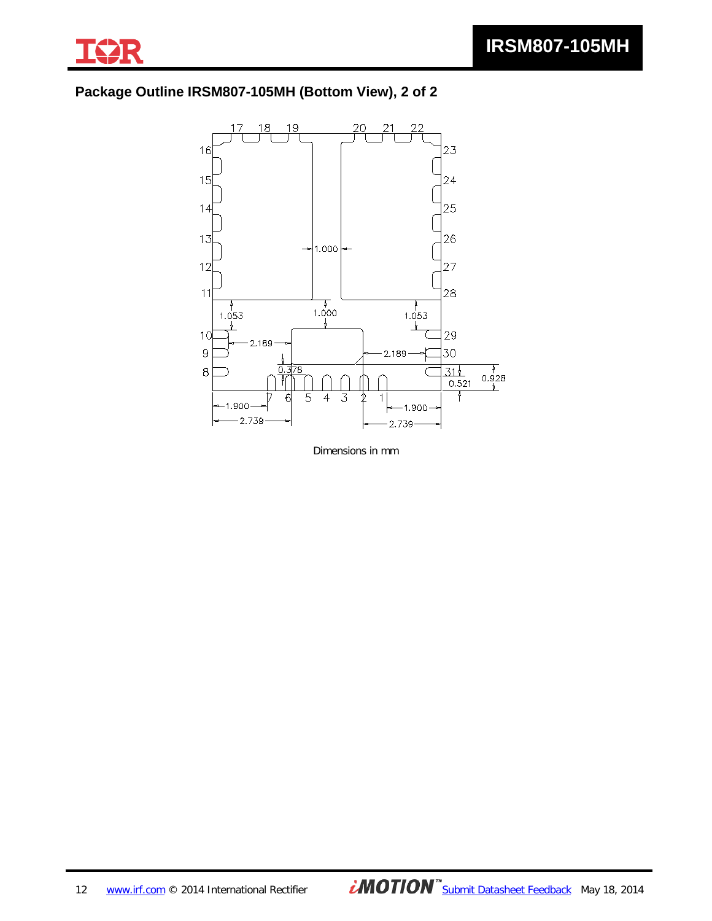## Package Outline IRSM807-105MH (Bottom View), 2 of 2

Dimensions in mm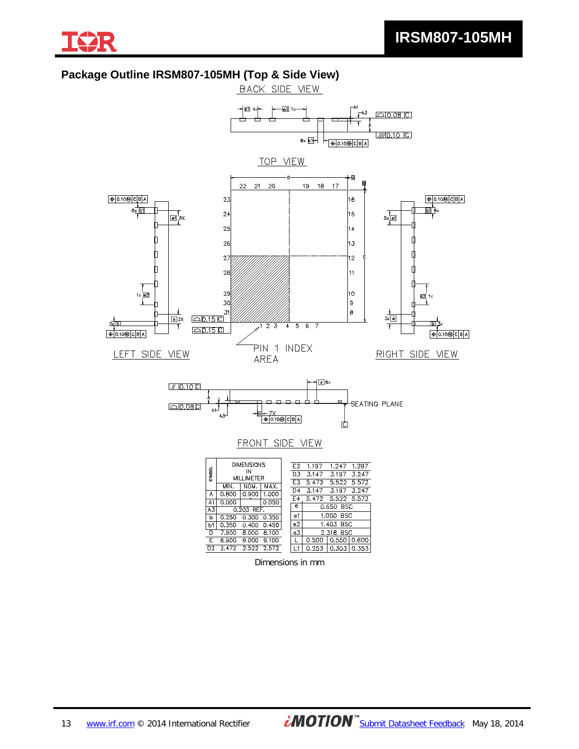## Package Outline IRSM807-105MH (Top & Side View)

BACK SIDE VIEW

TOP VIEW

PIN 1 INDEX AREA

LEFT SIDE VIEW

RIGHT SIDE VIEW

SEATING PLANE

FRONT SIDE VIEW

| SYMBOL | MIN. | NOM. | MAX. |
|---|---|---|---|
| A | 0.800 | 0.900 | 1.000 |
| A1 | 0.000 | - | 0.050 |
| A3 | 0.203 REF. | | |
| b | 0.250 | 0.300 | 0.350 |
| b1 | 0.350 | 0.400 | 0.450 |
| D | 7.900 | 8.000 | 8.100 |
| E | 8.900 | 9.000 | 9.100 |
| D2 | 2.472 | 2.522 | 2.572 |
| E2 | 1.197 | 1.247 | 1.297 |
| D3 | 3.147 | 3.197 | 3.247 |
| E3 | 5.472 | 5.522 | 5.572 |
| D4 | 3.147 | 3.197 | 3.247 |
| E4 | 5.472 | 5.522 | 5.572 |
| e | 0.650 BSC | | |
| e1 | 1.000 BSC | | |
| e2 | 1.403 BSC | | |
| e3 | 2.318 BSC | | |
| L | 0.500 | 0.550 | 0.600 |
| L1 | 0.253 | 0.303 | 0.353 |

DIMENSIONS IN MILLIMETER

Dimensions in mm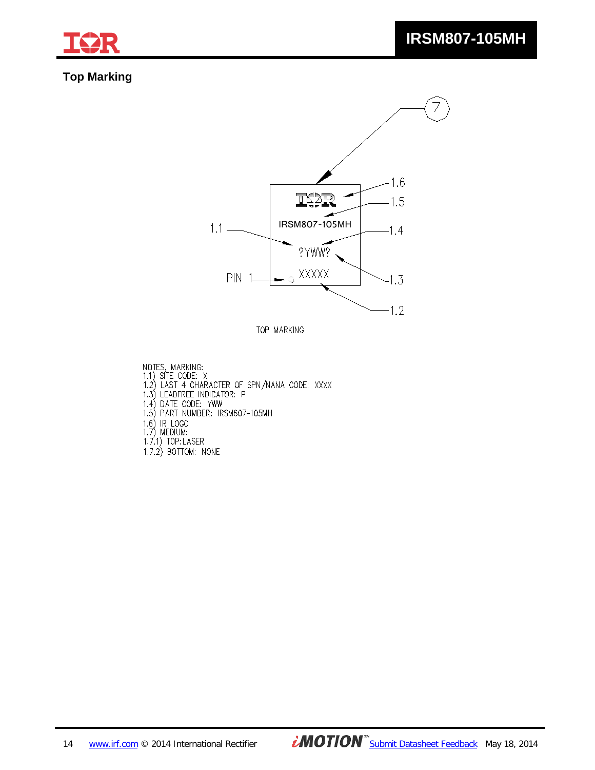## Top Marking

7

1.6

1.5

IRSM807-105MH

1.1

1.4

?YWW?

PIN 1

XXXXX

1.3

1.2

TOP MARKING

NOTES, MARKING:
1.1) SITE CODE: X
1.2) LAST 4 CHARACTER OF SPN/NANA CODE: XXXX
1.3) LEADFREE INDICATOR: P
1.4) DATE CODE: YWW
1.5) PART NUMBER: IRSM607-105MH
1.6) IR LOGO
1.7) MEDIUM:
1.7.1) TOP:LASER
1.7.2) BOTTOM: NONE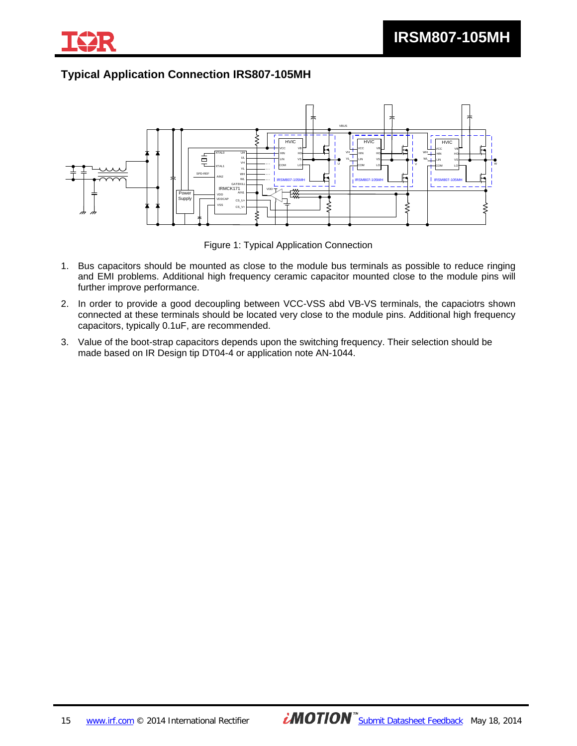## Typical Application Connection IRS807-105MH

Figure 1: Typical Application Connection

1. Bus capacitors should be mounted as close to the module bus terminals as possible to reduce ringing and EMI problems. Additional high frequency ceramic capacitor mounted close to the module pins will further improve performance.
2. In order to provide a good decoupling between VCC-VSS abd VB-VS terminals, the capaciotrs shown connected at these terminals should be located very close to the module pins. Additional high frequency capacitors, typically 0.1uF, are recommended.
3. Value of the boot-strap capacitors depends upon the switching frequency. Their selection should be made based on IR Design tip DT04-4 or application note AN-1044.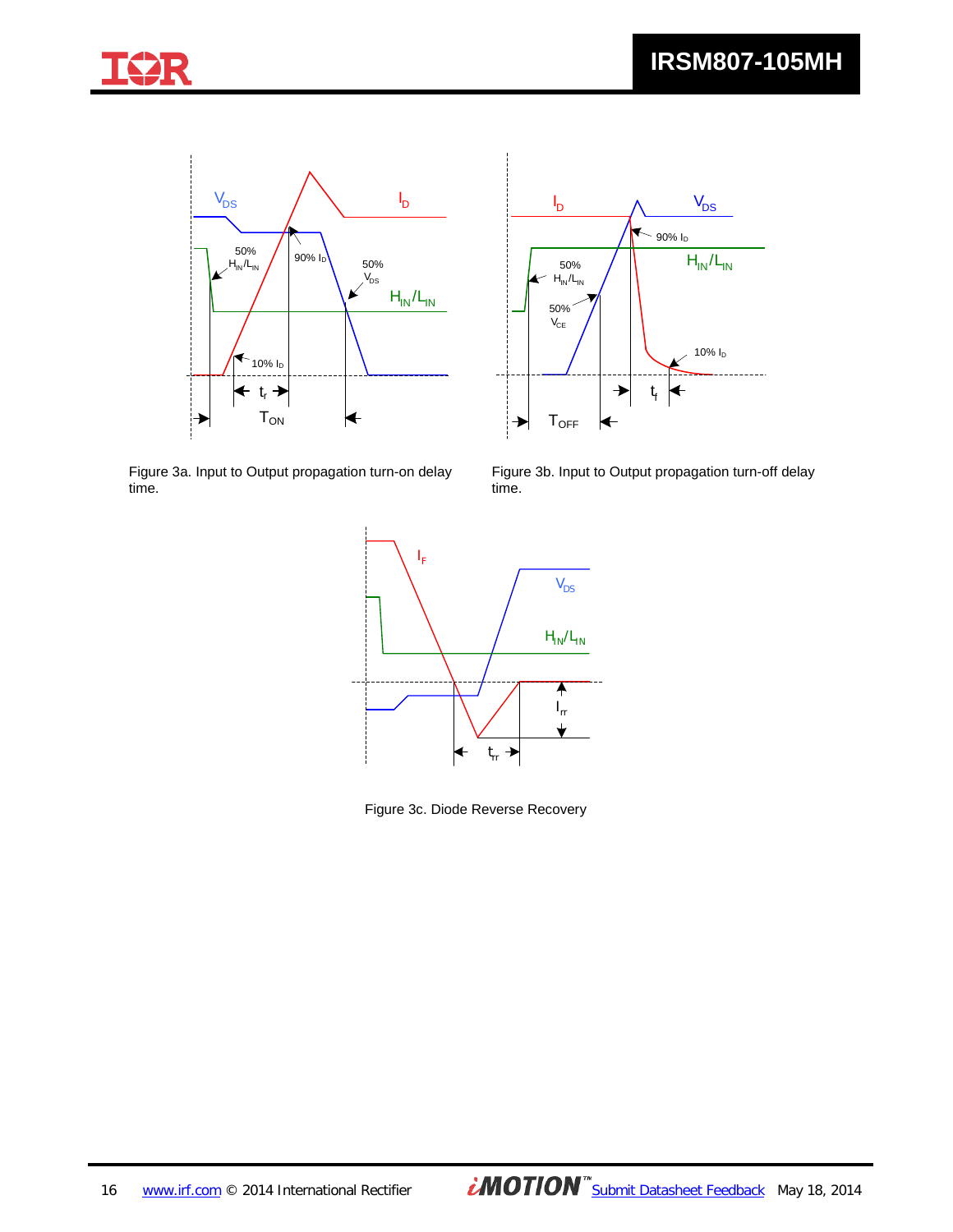Figure 3a. Input to Output propagation turn-on delay time.

Figure 3b. Input to Output propagation turn-off delay time.

Figure 3c. Diode Reverse Recovery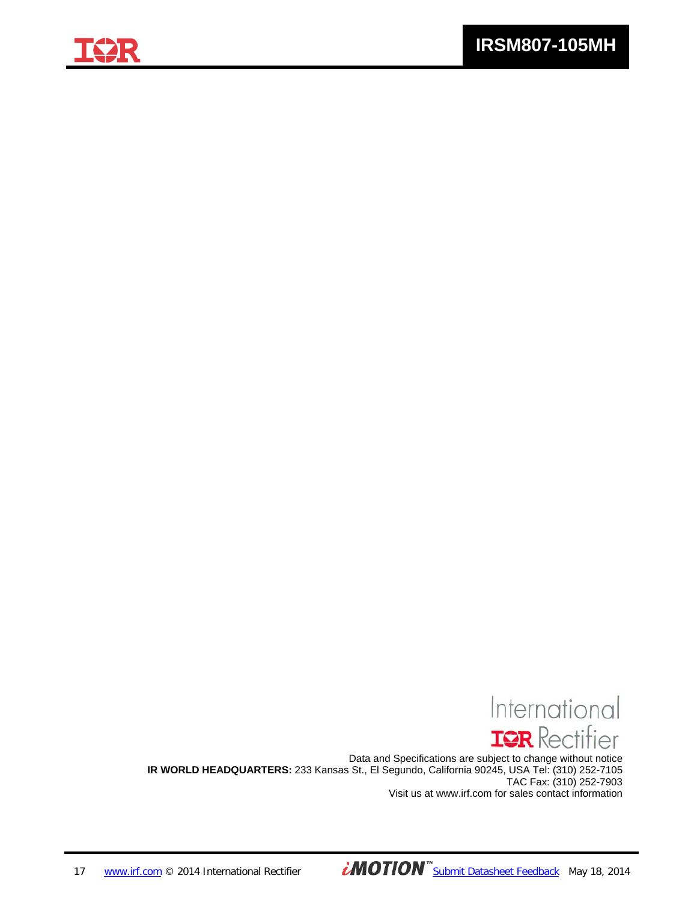International Rectifier

Data and Specifications are subject to change without notice

**IR WORLD HEADQUARTERS:** 233 Kansas St., El Segundo, California 90245, USA Tel: (310) 252-7105

TAC Fax: (310) 252-7903

Visit us at www.irf.com for sales contact information